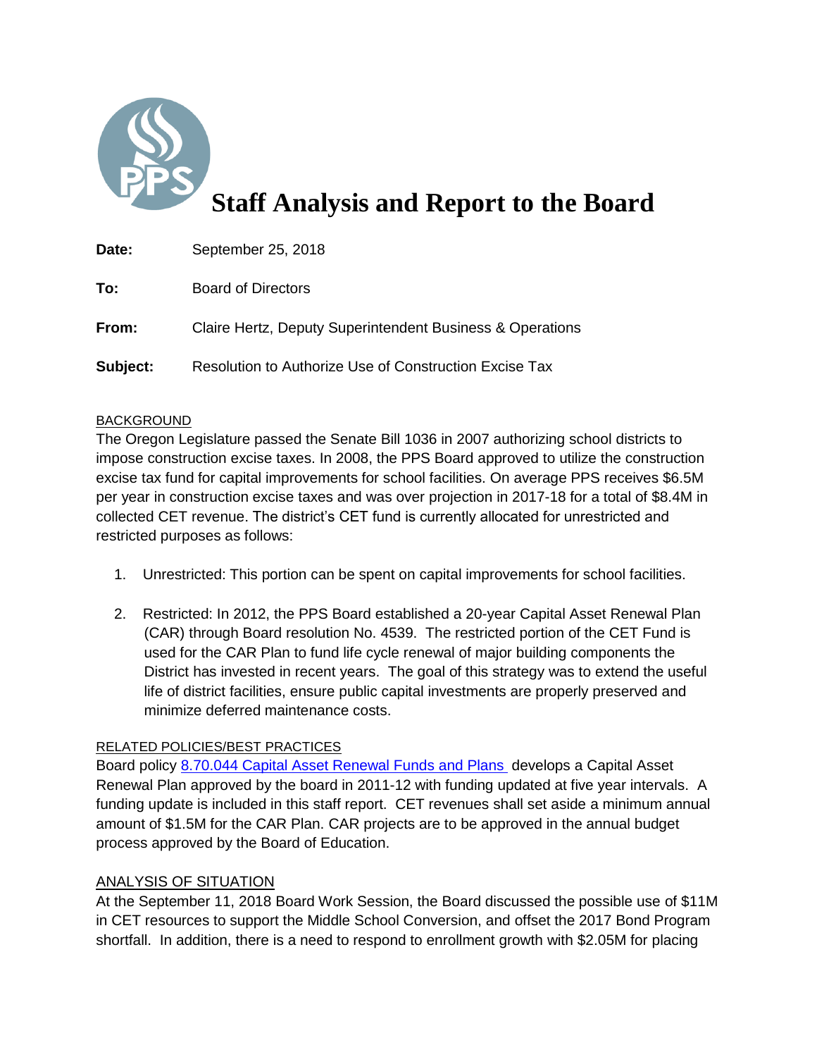# Staff Analysis and Report to the Board

**Date:** September 25, 2018

**To:** Board of Directors

**From:** Claire Hertz, Deputy Superintendent Business & Operations

**Subject:** Resolution to Authorize Use of Construction Excise Tax

BACKGROUND

The Oregon Legislature passed the Senate Bill 1036 in 2007 authorizing school districts to impose construction excise taxes. In 2008, the PPS Board approved to utilize the construction excise tax fund for capital improvements for school facilities. On average PPS receives $6.5M per year in construction excise taxes and was over projection in 2017-18 for a total of $8.4M in collected CET revenue. The district's CET fund is currently allocated for unrestricted and restricted purposes as follows:

1. Unrestricted: This portion can be spent on capital improvements for school facilities.

2. Restricted: In 2012, the PPS Board established a 20-year Capital Asset Renewal Plan (CAR) through Board resolution No. 4539. The restricted portion of the CET Fund is used for the CAR Plan to fund life cycle renewal of major building components the District has invested in recent years. The goal of this strategy was to extend the useful life of district facilities, ensure public capital investments are properly preserved and minimize deferred maintenance costs.

RELATED POLICIES/BEST PRACTICES

Board policy 8.70.044 Capital Asset Renewal Funds and Plans develops a Capital Asset Renewal Plan approved by the board in 2011-12 with funding updated at five year intervals. A funding update is included in this staff report. CET revenues shall set aside a minimum annual amount of $1.5M for the CAR Plan. CAR projects are to be approved in the annual budget process approved by the Board of Education.

ANALYSIS OF SITUATION

At the September 11, 2018 Board Work Session, the Board discussed the possible use of $11M in CET resources to support the Middle School Conversion, and offset the 2017 Bond Program shortfall. In addition, there is a need to respond to enrollment growth with $2.05M for placing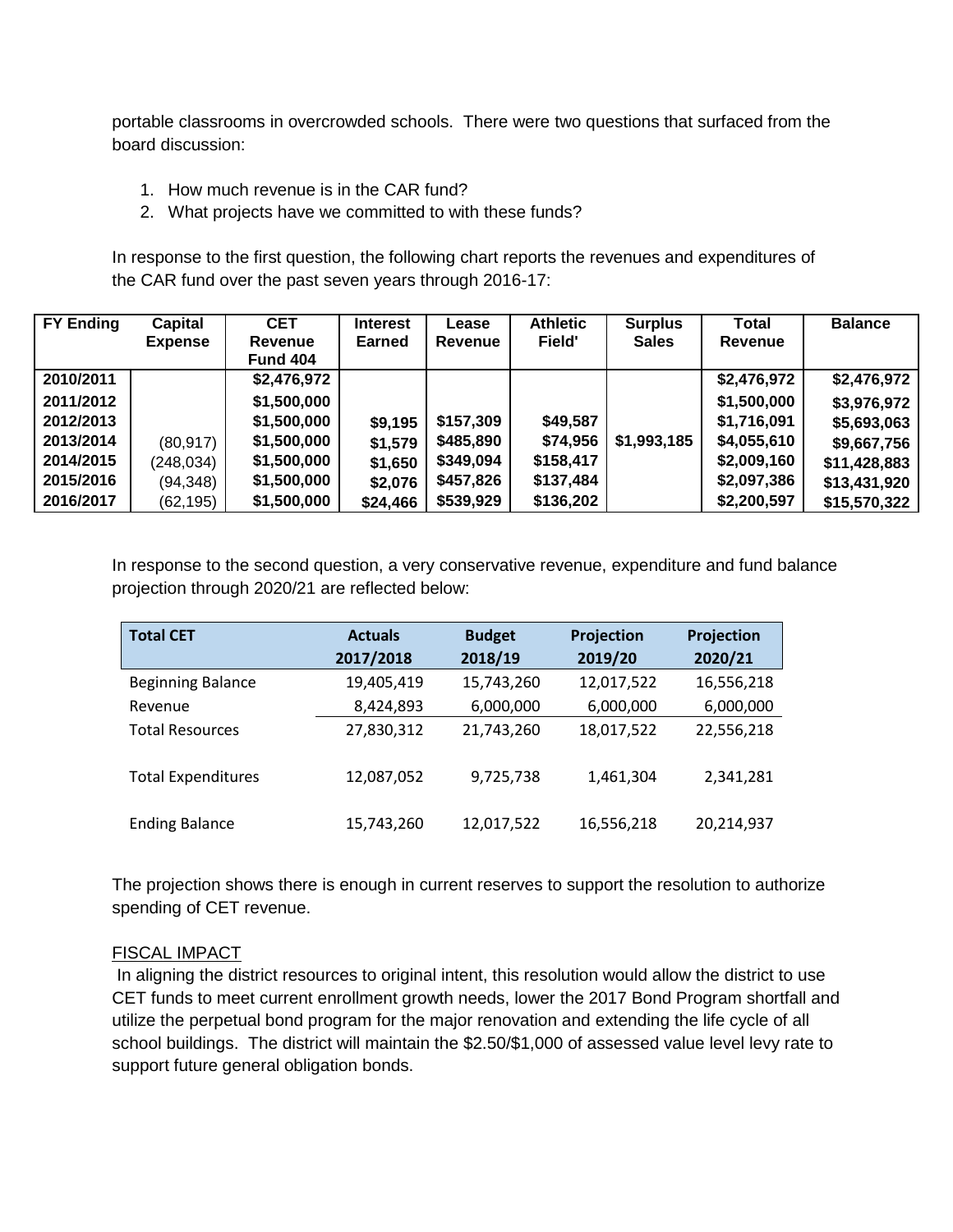portable classrooms in overcrowded schools. There were two questions that surfaced from the board discussion:

1. How much revenue is in the CAR fund?
2. What projects have we committed to with these funds?

In response to the first question, the following chart reports the revenues and expenditures of the CAR fund over the past seven years through 2016-17:

| FY Ending | Capital Expense | CET Revenue Fund 404 | Interest Earned | Lease Revenue | Athletic Field' | Surplus Sales | Total Revenue | Balance |
|---|---|---|---|---|---|---|---|---|
| 2010/2011 | | $2,476,972 | | | | | $2,476,972 | $2,476,972 |
| 2011/2012 | | $1,500,000 | | | | | $1,500,000 | $3,976,972 |
| 2012/2013 | | $1,500,000 | $9,195 | $157,309 | $49,587 | | $1,716,091 | $5,693,063 |
| 2013/2014 | (80,917) | $1,500,000 | $1,579 | $485,890 | $74,956 | $1,993,185 | $4,055,610 | $9,667,756 |
| 2014/2015 | (248,034) | $1,500,000 | $1,650 | $349,094 | $158,417 | | $2,009,160 | $11,428,883 |
| 2015/2016 | (94,348) | $1,500,000 | $2,076 | $457,826 | $137,484 | | $2,097,386 | $13,431,920 |
| 2016/2017 | (62,195) | $1,500,000 | $24,466 | $539,929 | $136,202 | | $2,200,597 | $15,570,322 |

In response to the second question, a very conservative revenue, expenditure and fund balance projection through 2020/21 are reflected below:

| Total CET | Actuals 2017/2018 | Budget 2018/19 | Projection 2019/20 | Projection 2020/21 |
|---|---|---|---|---|
| Beginning Balance | 19,405,419 | 15,743,260 | 12,017,522 | 16,556,218 |
| Revenue | 8,424,893 | 6,000,000 | 6,000,000 | 6,000,000 |
| Total Resources | 27,830,312 | 21,743,260 | 18,017,522 | 22,556,218 |
| Total Expenditures | 12,087,052 | 9,725,738 | 1,461,304 | 2,341,281 |
| Ending Balance | 15,743,260 | 12,017,522 | 16,556,218 | 20,214,937 |

The projection shows there is enough in current reserves to support the resolution to authorize spending of CET revenue.

FISCAL IMPACT

In aligning the district resources to original intent, this resolution would allow the district to use CET funds to meet current enrollment growth needs, lower the 2017 Bond Program shortfall and utilize the perpetual bond program for the major renovation and extending the life cycle of all school buildings. The district will maintain the $2.50/$1,000 of assessed value level levy rate to support future general obligation bonds.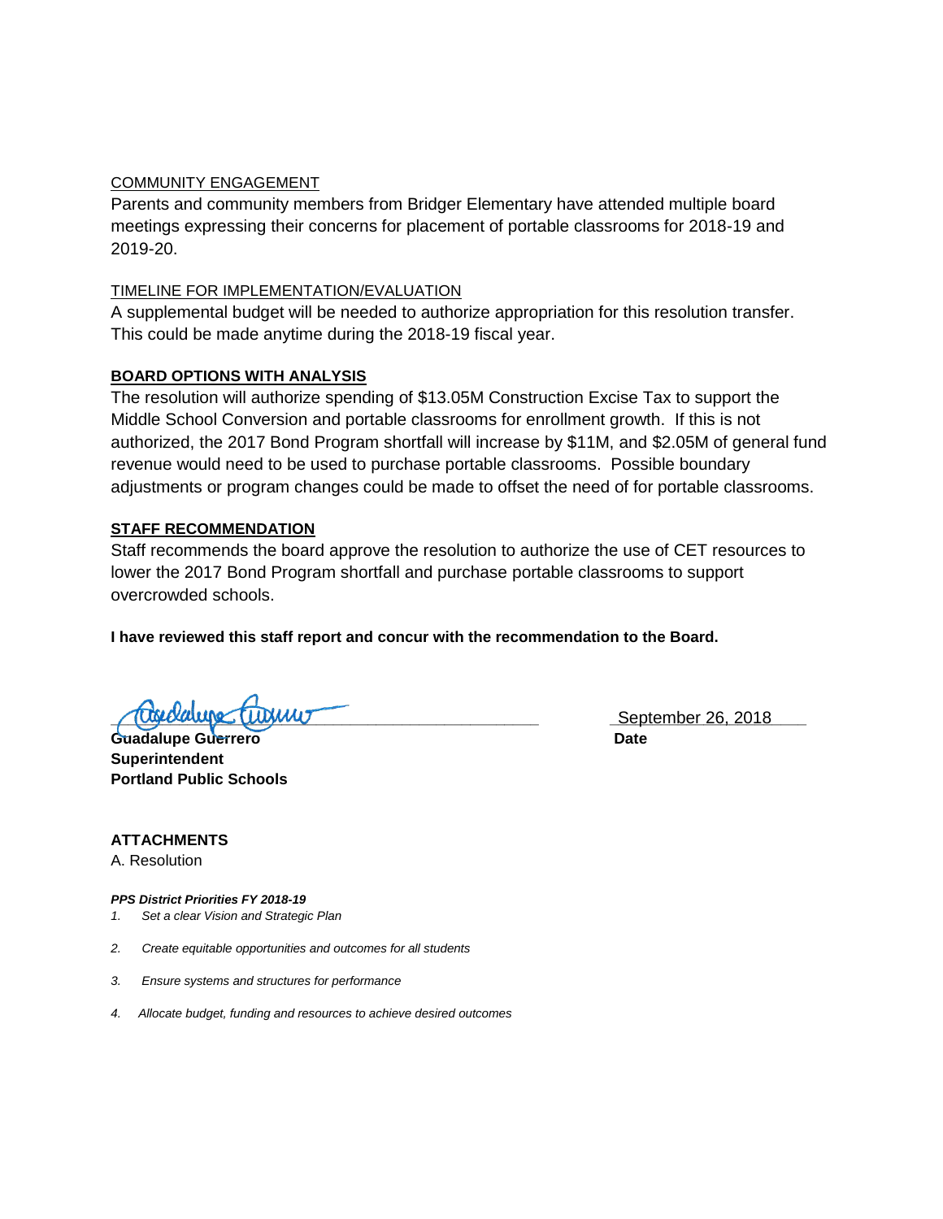COMMUNITY ENGAGEMENT

Parents and community members from Bridger Elementary have attended multiple board meetings expressing their concerns for placement of portable classrooms for 2018-19 and 2019-20.

TIMELINE FOR IMPLEMENTATION/EVALUATION

A supplemental budget will be needed to authorize appropriation for this resolution transfer. This could be made anytime during the 2018-19 fiscal year.

**BOARD OPTIONS WITH ANALYSIS**

The resolution will authorize spending of $13.05M Construction Excise Tax to support the Middle School Conversion and portable classrooms for enrollment growth. If this is not authorized, the 2017 Bond Program shortfall will increase by $11M, and $2.05M of general fund revenue would need to be used to purchase portable classrooms. Possible boundary adjustments or program changes could be made to offset the need of for portable classrooms.

**STAFF RECOMMENDATION**

Staff recommends the board approve the resolution to authorize the use of CET resources to lower the 2017 Bond Program shortfall and purchase portable classrooms to support overcrowded schools.

**I have reviewed this staff report and concur with the recommendation to the Board.**

**Guadalupe Guerrero**
**Superintendent**
**Portland Public Schools**

September 26, 2018
**Date**

**ATTACHMENTS**

A. Resolution

***PPS District Priorities FY 2018-19***

1. *Set a clear Vision and Strategic Plan*
2. *Create equitable opportunities and outcomes for all students*
3. *Ensure systems and structures for performance*
4. *Allocate budget, funding and resources to achieve desired outcomes*